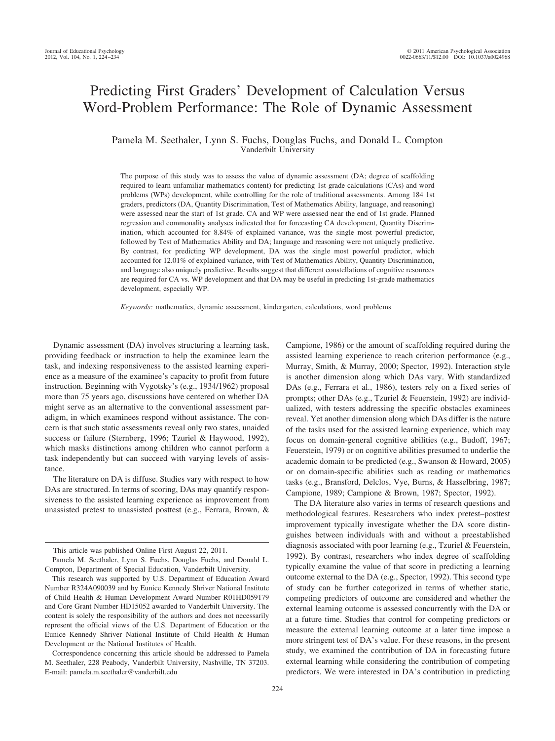# Predicting First Graders' Development of Calculation Versus Word-Problem Performance: The Role of Dynamic Assessment

Pamela M. Seethaler, Lynn S. Fuchs, Douglas Fuchs, and Donald L. Compton
Vanderbilt University

The purpose of this study was to assess the value of dynamic assessment (DA; degree of scaffolding required to learn unfamiliar mathematics content) for predicting 1st-grade calculations (CAs) and word problems (WPs) development, while controlling for the role of traditional assessments. Among 184 1st graders, predictors (DA, Quantity Discrimination, Test of Mathematics Ability, language, and reasoning) were assessed near the start of 1st grade. CA and WP were assessed near the end of 1st grade. Planned regression and commonality analyses indicated that for forecasting CA development, Quantity Discrimination, which accounted for 8.84% of explained variance, was the single most powerful predictor, followed by Test of Mathematics Ability and DA; language and reasoning were not uniquely predictive. By contrast, for predicting WP development, DA was the single most powerful predictor, which accounted for 12.01% of explained variance, with Test of Mathematics Ability, Quantity Discrimination, and language also uniquely predictive. Results suggest that different constellations of cognitive resources are required for CA vs. WP development and that DA may be useful in predicting 1st-grade mathematics development, especially WP.

*Keywords:* mathematics, dynamic assessment, kindergarten, calculations, word problems

Dynamic assessment (DA) involves structuring a learning task, providing feedback or instruction to help the examinee learn the task, and indexing responsiveness to the assisted learning experience as a measure of the examinee's capacity to profit from future instruction. Beginning with Vygotsky's (e.g., 1934/1962) proposal more than 75 years ago, discussions have centered on whether DA might serve as an alternative to the conventional assessment paradigm, in which examinees respond without assistance. The concern is that such static assessments reveal only two states, unaided success or failure (Sternberg, 1996; Tzuriel & Haywood, 1992), which masks distinctions among children who cannot perform a task independently but can succeed with varying levels of assistance.

The literature on DA is diffuse. Studies vary with respect to how DAs are structured. In terms of scoring, DAs may quantify responsiveness to the assisted learning experience as improvement from unassisted pretest to unassisted posttest (e.g., Ferrara, Brown, & Campione, 1986) or the amount of scaffolding required during the assisted learning experience to reach criterion performance (e.g., Murray, Smith, & Murray, 2000; Spector, 1992). Interaction style is another dimension along which DAs vary. With standardized DAs (e.g., Ferrara et al., 1986), testers rely on a fixed series of prompts; other DAs (e.g., Tzuriel & Feuerstein, 1992) are individualized, with testers addressing the specific obstacles examinees reveal. Yet another dimension along which DAs differ is the nature of the tasks used for the assisted learning experience, which may focus on domain-general cognitive abilities (e.g., Budoff, 1967; Feuerstein, 1979) or on cognitive abilities presumed to underlie the academic domain to be predicted (e.g., Swanson & Howard, 2005) or on domain-specific abilities such as reading or mathematics tasks (e.g., Bransford, Delclos, Vye, Burns, & Hasselbring, 1987; Campione, 1989; Campione & Brown, 1987; Spector, 1992).

The DA literature also varies in terms of research questions and methodological features. Researchers who index pretest–posttest improvement typically investigate whether the DA score distinguishes between individuals with and without a preestablished diagnosis associated with poor learning (e.g., Tzuriel & Feuerstein, 1992). By contrast, researchers who index degree of scaffolding typically examine the value of that score in predicting a learning outcome external to the DA (e.g., Spector, 1992). This second type of study can be further categorized in terms of whether static, competing predictors of outcome are considered and whether the external learning outcome is assessed concurrently with the DA or at a future time. Studies that control for competing predictors or measure the external learning outcome at a later time impose a more stringent test of DA's value. For these reasons, in the present study, we examined the contribution of DA in forecasting future external learning while considering the contribution of competing predictors. We were interested in DA's contribution in predicting

---

This article was published Online First August 22, 2011.

Pamela M. Seethaler, Lynn S. Fuchs, Douglas Fuchs, and Donald L. Compton, Department of Special Education, Vanderbilt University.

This research was supported by U.S. Department of Education Award Number R324A090039 and by Eunice Kennedy Shriver National Institute of Child Health & Human Development Award Number R01HD059179 and Core Grant Number HD15052 awarded to Vanderbilt University. The content is solely the responsibility of the authors and does not necessarily represent the official views of the U.S. Department of Education or the Eunice Kennedy Shriver National Institute of Child Health & Human Development or the National Institutes of Health.

Correspondence concerning this article should be addressed to Pamela M. Seethaler, 228 Peabody, Vanderbilt University, Nashville, TN 37203. E-mail: pamela.m.seethaler@vanderbilt.edu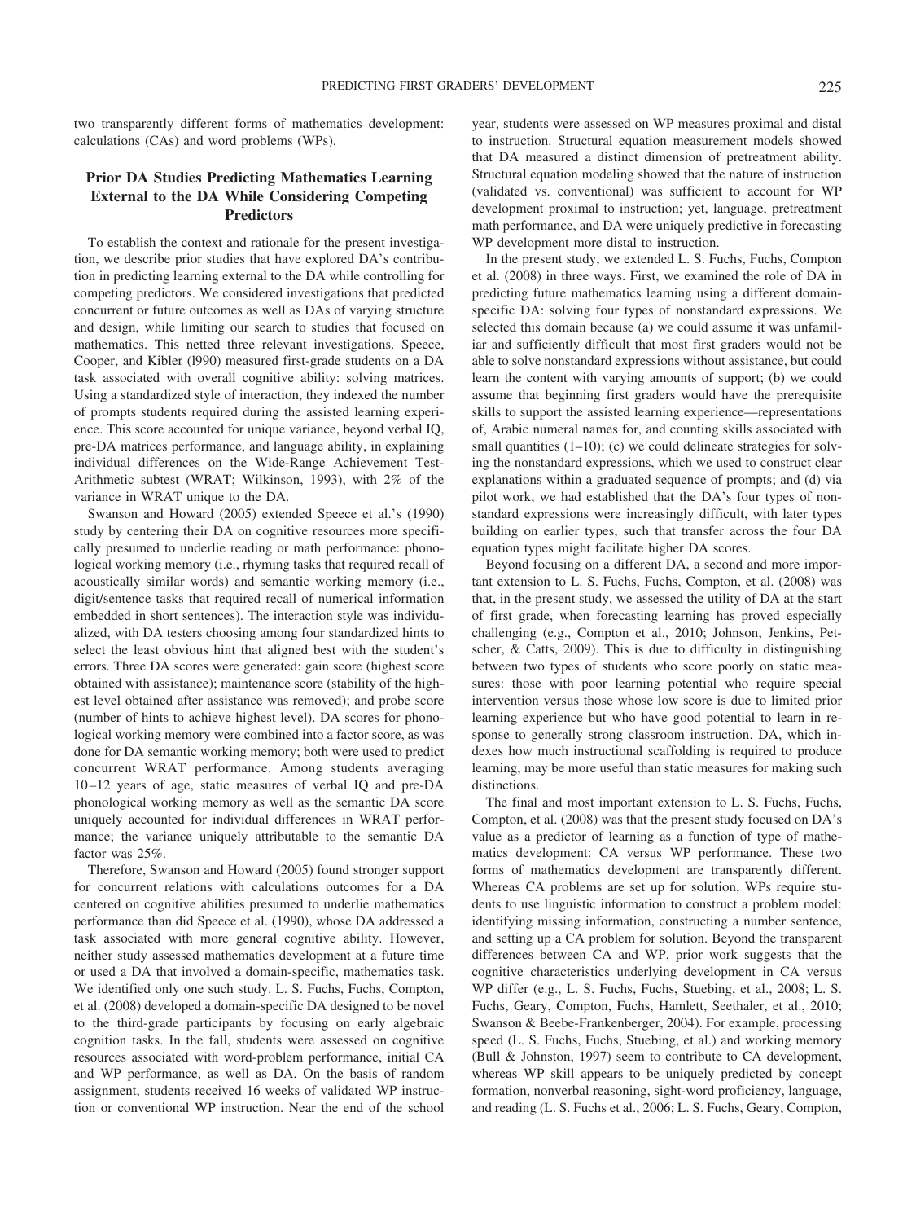two transparently different forms of mathematics development: calculations (CAs) and word problems (WPs).

## Prior DA Studies Predicting Mathematics Learning External to the DA While Considering Competing Predictors

To establish the context and rationale for the present investigation, we describe prior studies that have explored DA's contribution in predicting learning external to the DA while controlling for competing predictors. We considered investigations that predicted concurrent or future outcomes as well as DAs of varying structure and design, while limiting our search to studies that focused on mathematics. This netted three relevant investigations. Speece, Cooper, and Kibler (l990) measured first-grade students on a DA task associated with overall cognitive ability: solving matrices. Using a standardized style of interaction, they indexed the number of prompts students required during the assisted learning experience. This score accounted for unique variance, beyond verbal IQ, pre-DA matrices performance, and language ability, in explaining individual differences on the Wide-Range Achievement Test-Arithmetic subtest (WRAT; Wilkinson, 1993), with 2% of the variance in WRAT unique to the DA.

Swanson and Howard (2005) extended Speece et al.'s (1990) study by centering their DA on cognitive resources more specifically presumed to underlie reading or math performance: phonological working memory (i.e., rhyming tasks that required recall of acoustically similar words) and semantic working memory (i.e., digit/sentence tasks that required recall of numerical information embedded in short sentences). The interaction style was individualized, with DA testers choosing among four standardized hints to select the least obvious hint that aligned best with the student's errors. Three DA scores were generated: gain score (highest score obtained with assistance); maintenance score (stability of the highest level obtained after assistance was removed); and probe score (number of hints to achieve highest level). DA scores for phonological working memory were combined into a factor score, as was done for DA semantic working memory; both were used to predict concurrent WRAT performance. Among students averaging 10–12 years of age, static measures of verbal IQ and pre-DA phonological working memory as well as the semantic DA score uniquely accounted for individual differences in WRAT performance; the variance uniquely attributable to the semantic DA factor was 25%.

Therefore, Swanson and Howard (2005) found stronger support for concurrent relations with calculations outcomes for a DA centered on cognitive abilities presumed to underlie mathematics performance than did Speece et al. (1990), whose DA addressed a task associated with more general cognitive ability. However, neither study assessed mathematics development at a future time or used a DA that involved a domain-specific, mathematics task. We identified only one such study. L. S. Fuchs, Fuchs, Compton, et al. (2008) developed a domain-specific DA designed to be novel to the third-grade participants by focusing on early algebraic cognition tasks. In the fall, students were assessed on cognitive resources associated with word-problem performance, initial CA and WP performance, as well as DA. On the basis of random assignment, students received 16 weeks of validated WP instruction or conventional WP instruction. Near the end of the school year, students were assessed on WP measures proximal and distal to instruction. Structural equation measurement models showed that DA measured a distinct dimension of pretreatment ability. Structural equation modeling showed that the nature of instruction (validated vs. conventional) was sufficient to account for WP development proximal to instruction; yet, language, pretreatment math performance, and DA were uniquely predictive in forecasting WP development more distal to instruction.

In the present study, we extended L. S. Fuchs, Fuchs, Compton et al. (2008) in three ways. First, we examined the role of DA in predicting future mathematics learning using a different domain-specific DA: solving four types of nonstandard expressions. We selected this domain because (a) we could assume it was unfamiliar and sufficiently difficult that most first graders would not be able to solve nonstandard expressions without assistance, but could learn the content with varying amounts of support; (b) we could assume that beginning first graders would have the prerequisite skills to support the assisted learning experience—representations of, Arabic numeral names for, and counting skills associated with small quantities (1–10); (c) we could delineate strategies for solving the nonstandard expressions, which we used to construct clear explanations within a graduated sequence of prompts; and (d) via pilot work, we had established that the DA's four types of nonstandard expressions were increasingly difficult, with later types building on earlier types, such that transfer across the four DA equation types might facilitate higher DA scores.

Beyond focusing on a different DA, a second and more important extension to L. S. Fuchs, Fuchs, Compton, et al. (2008) was that, in the present study, we assessed the utility of DA at the start of first grade, when forecasting learning has proved especially challenging (e.g., Compton et al., 2010; Johnson, Jenkins, Petscher, & Catts, 2009). This is due to difficulty in distinguishing between two types of students who score poorly on static measures: those with poor learning potential who require special intervention versus those whose low score is due to limited prior learning experience but who have good potential to learn in response to generally strong classroom instruction. DA, which indexes how much instructional scaffolding is required to produce learning, may be more useful than static measures for making such distinctions.

The final and most important extension to L. S. Fuchs, Fuchs, Compton, et al. (2008) was that the present study focused on DA's value as a predictor of learning as a function of type of mathematics development: CA versus WP performance. These two forms of mathematics development are transparently different. Whereas CA problems are set up for solution, WPs require students to use linguistic information to construct a problem model: identifying missing information, constructing a number sentence, and setting up a CA problem for solution. Beyond the transparent differences between CA and WP, prior work suggests that the cognitive characteristics underlying development in CA versus WP differ (e.g., L. S. Fuchs, Fuchs, Stuebing, et al., 2008; L. S. Fuchs, Geary, Compton, Fuchs, Hamlett, Seethaler, et al., 2010; Swanson & Beebe-Frankenberger, 2004). For example, processing speed (L. S. Fuchs, Fuchs, Stuebing, et al.) and working memory (Bull & Johnston, 1997) seem to contribute to CA development, whereas WP skill appears to be uniquely predicted by concept formation, nonverbal reasoning, sight-word proficiency, language, and reading (L. S. Fuchs et al., 2006; L. S. Fuchs, Geary, Compton,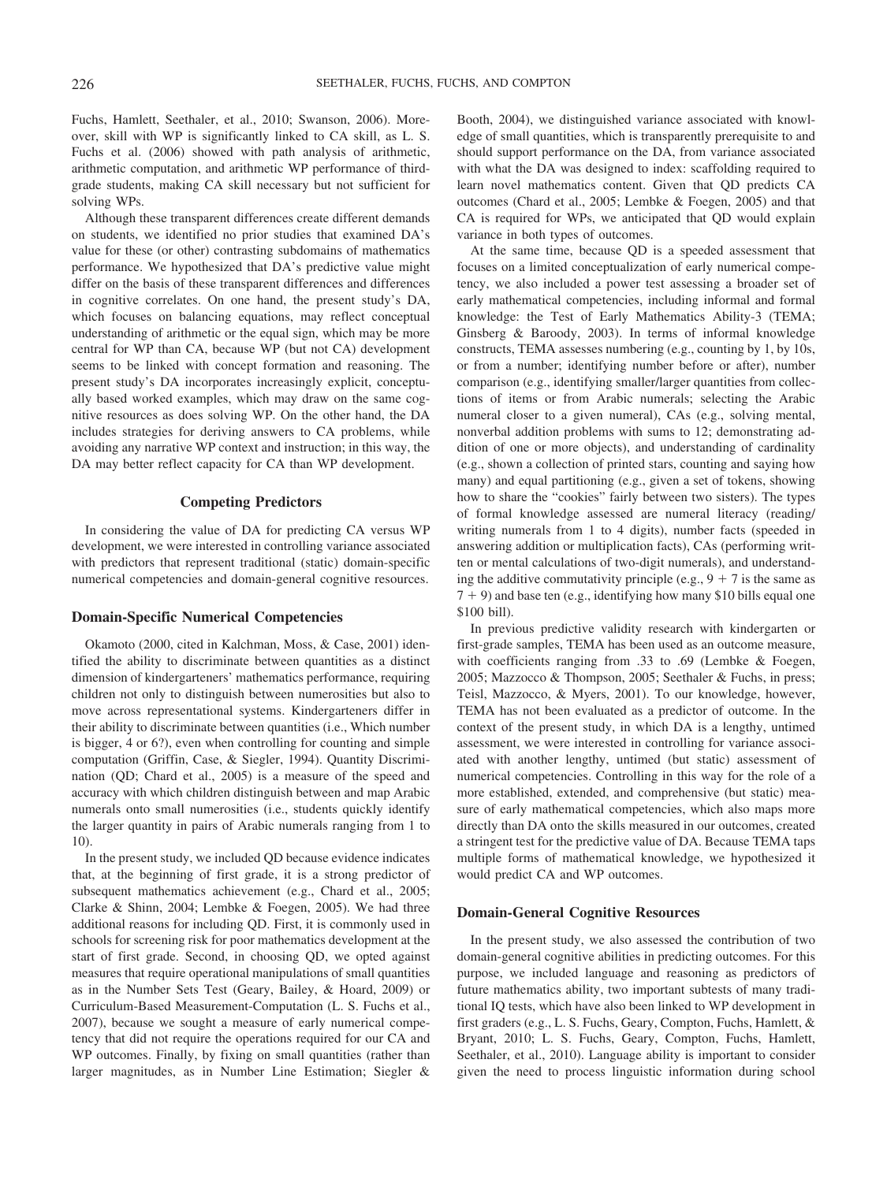Fuchs, Hamlett, Seethaler, et al., 2010; Swanson, 2006). Moreover, skill with WP is significantly linked to CA skill, as L. S. Fuchs et al. (2006) showed with path analysis of arithmetic, arithmetic computation, and arithmetic WP performance of third-grade students, making CA skill necessary but not sufficient for solving WPs.

Although these transparent differences create different demands on students, we identified no prior studies that examined DA's value for these (or other) contrasting subdomains of mathematics performance. We hypothesized that DA's predictive value might differ on the basis of these transparent differences and differences in cognitive correlates. On one hand, the present study's DA, which focuses on balancing equations, may reflect conceptual understanding of arithmetic or the equal sign, which may be more central for WP than CA, because WP (but not CA) development seems to be linked with concept formation and reasoning. The present study's DA incorporates increasingly explicit, conceptually based worked examples, which may draw on the same cognitive resources as does solving WP. On the other hand, the DA includes strategies for deriving answers to CA problems, while avoiding any narrative WP context and instruction; in this way, the DA may better reflect capacity for CA than WP development.

## Competing Predictors

In considering the value of DA for predicting CA versus WP development, we were interested in controlling variance associated with predictors that represent traditional (static) domain-specific numerical competencies and domain-general cognitive resources.

### Domain-Specific Numerical Competencies

Okamoto (2000, cited in Kalchman, Moss, & Case, 2001) identified the ability to discriminate between quantities as a distinct dimension of kindergarteners' mathematics performance, requiring children not only to distinguish between numerosities but also to move across representational systems. Kindergarteners differ in their ability to discriminate between quantities (i.e., Which number is bigger, 4 or 6?), even when controlling for counting and simple computation (Griffin, Case, & Siegler, 1994). Quantity Discrimination (QD; Chard et al., 2005) is a measure of the speed and accuracy with which children distinguish between and map Arabic numerals onto small numerosities (i.e., students quickly identify the larger quantity in pairs of Arabic numerals ranging from 1 to 10).

In the present study, we included QD because evidence indicates that, at the beginning of first grade, it is a strong predictor of subsequent mathematics achievement (e.g., Chard et al., 2005; Clarke & Shinn, 2004; Lembke & Foegen, 2005). We had three additional reasons for including QD. First, it is commonly used in schools for screening risk for poor mathematics development at the start of first grade. Second, in choosing QD, we opted against measures that require operational manipulations of small quantities as in the Number Sets Test (Geary, Bailey, & Hoard, 2009) or Curriculum-Based Measurement-Computation (L. S. Fuchs et al., 2007), because we sought a measure of early numerical competency that did not require the operations required for our CA and WP outcomes. Finally, by fixing on small quantities (rather than larger magnitudes, as in Number Line Estimation; Siegler & Booth, 2004), we distinguished variance associated with knowledge of small quantities, which is transparently prerequisite to and should support performance on the DA, from variance associated with what the DA was designed to index: scaffolding required to learn novel mathematics content. Given that QD predicts CA outcomes (Chard et al., 2005; Lembke & Foegen, 2005) and that CA is required for WPs, we anticipated that QD would explain variance in both types of outcomes.

At the same time, because QD is a speeded assessment that focuses on a limited conceptualization of early numerical competency, we also included a power test assessing a broader set of early mathematical competencies, including informal and formal knowledge: the Test of Early Mathematics Ability-3 (TEMA; Ginsberg & Baroody, 2003). In terms of informal knowledge constructs, TEMA assesses numbering (e.g., counting by 1, by 10s, or from a number; identifying number before or after), number comparison (e.g., identifying smaller/larger quantities from collections of items or from Arabic numerals; selecting the Arabic numeral closer to a given numeral), CAs (e.g., solving mental, nonverbal addition problems with sums to 12; demonstrating addition of one or more objects), and understanding of cardinality (e.g., shown a collection of printed stars, counting and saying how many) and equal partitioning (e.g., given a set of tokens, showing how to share the "cookies" fairly between two sisters). The types of formal knowledge assessed are numeral literacy (reading/writing numerals from 1 to 4 digits), number facts (speeded in answering addition or multiplication facts), CAs (performing written or mental calculations of two-digit numerals), and understanding the additive commutativity principle (e.g., $9 + 7$ is the same as $7 + 9$) and base ten (e.g., identifying how many \$10 bills equal one \$100 bill).

In previous predictive validity research with kindergarten or first-grade samples, TEMA has been used as an outcome measure, with coefficients ranging from .33 to .69 (Lembke & Foegen, 2005; Mazzocco & Thompson, 2005; Seethaler & Fuchs, in press; Teisl, Mazzocco, & Myers, 2001). To our knowledge, however, TEMA has not been evaluated as a predictor of outcome. In the context of the present study, in which DA is a lengthy, untimed assessment, we were interested in controlling for variance associated with another lengthy, untimed (but static) assessment of numerical competencies. Controlling in this way for the role of a more established, extended, and comprehensive (but static) measure of early mathematical competencies, which also maps more directly than DA onto the skills measured in our outcomes, created a stringent test for the predictive value of DA. Because TEMA taps multiple forms of mathematical knowledge, we hypothesized it would predict CA and WP outcomes.

### Domain-General Cognitive Resources

In the present study, we also assessed the contribution of two domain-general cognitive abilities in predicting outcomes. For this purpose, we included language and reasoning as predictors of future mathematics ability, two important subtests of many traditional IQ tests, which have also been linked to WP development in first graders (e.g., L. S. Fuchs, Geary, Compton, Fuchs, Hamlett, & Bryant, 2010; L. S. Fuchs, Geary, Compton, Fuchs, Hamlett, Seethaler, et al., 2010). Language ability is important to consider given the need to process linguistic information during school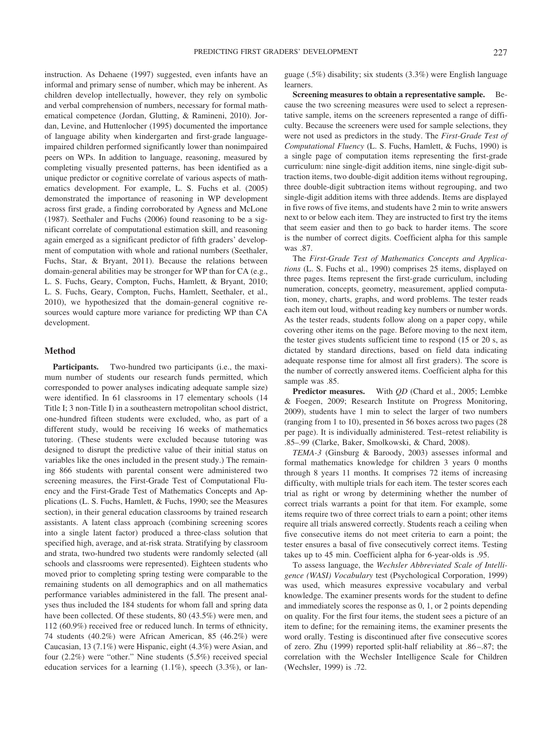instruction. As Dehaene (1997) suggested, even infants have an informal and primary sense of number, which may be inherent. As children develop intellectually, however, they rely on symbolic and verbal comprehension of numbers, necessary for formal mathematical competence (Jordan, Glutting, & Ramineni, 2010). Jordan, Levine, and Huttenlocher (1995) documented the importance of language ability when kindergarten and first-grade language-impaired children performed significantly lower than nonimpaired peers on WPs. In addition to language, reasoning, measured by completing visually presented patterns, has been identified as a unique predictor or cognitive correlate of various aspects of mathematics development. For example, L. S. Fuchs et al. (2005) demonstrated the importance of reasoning in WP development across first grade, a finding corroborated by Agness and McLone (1987). Seethaler and Fuchs (2006) found reasoning to be a significant correlate of computational estimation skill, and reasoning again emerged as a significant predictor of fifth graders' development of computation with whole and rational numbers (Seethaler, Fuchs, Star, & Bryant, 2011). Because the relations between domain-general abilities may be stronger for WP than for CA (e.g., L. S. Fuchs, Geary, Compton, Fuchs, Hamlett, & Bryant, 2010; L. S. Fuchs, Geary, Compton, Fuchs, Hamlett, Seethaler, et al., 2010), we hypothesized that the domain-general cognitive resources would capture more variance for predicting WP than CA development.

## Method

**Participants.** Two-hundred two participants (i.e., the maximum number of students our research funds permitted, which corresponded to power analyses indicating adequate sample size) were identified. In 61 classrooms in 17 elementary schools (14 Title I; 3 non-Title I) in a southeastern metropolitan school district, one-hundred fifteen students were excluded, who, as part of a different study, would be receiving 16 weeks of mathematics tutoring. (These students were excluded because tutoring was designed to disrupt the predictive value of their initial status on variables like the ones included in the present study.) The remaining 866 students with parental consent were administered two screening measures, the First-Grade Test of Computational Fluency and the First-Grade Test of Mathematics Concepts and Applications (L. S. Fuchs, Hamlett, & Fuchs, 1990; see the Measures section), in their general education classrooms by trained research assistants. A latent class approach (combining screening scores into a single latent factor) produced a three-class solution that specified high, average, and at-risk strata. Stratifying by classroom and strata, two-hundred two students were randomly selected (all schools and classrooms were represented). Eighteen students who moved prior to completing spring testing were comparable to the remaining students on all demographics and on all mathematics performance variables administered in the fall. The present analyses thus included the 184 students for whom fall and spring data have been collected. Of these students, 80 (43.5%) were men, and 112 (60.9%) received free or reduced lunch. In terms of ethnicity, 74 students (40.2%) were African American, 85 (46.2%) were Caucasian, 13 (7.1%) were Hispanic, eight (4.3%) were Asian, and four (2.2%) were "other." Nine students (5.5%) received special education services for a learning (1.1%), speech (3.3%), or language (.5%) disability; six students (3.3%) were English language learners.

**Screening measures to obtain a representative sample.** Because the two screening measures were used to select a representative sample, items on the screeners represented a range of difficulty. Because the screeners were used for sample selections, they were not used as predictors in the study. The *First-Grade Test of Computational Fluency* (L. S. Fuchs, Hamlett, & Fuchs, 1990) is a single page of computation items representing the first-grade curriculum: nine single-digit addition items, nine single-digit subtraction items, two double-digit addition items without regrouping, three double-digit subtraction items without regrouping, and two single-digit addition items with three addends. Items are displayed in five rows of five items, and students have 2 min to write answers next to or below each item. They are instructed to first try the items that seem easier and then to go back to harder items. The score is the number of correct digits. Coefficient alpha for this sample was .87.

The *First-Grade Test of Mathematics Concepts and Applications* (L. S. Fuchs et al., 1990) comprises 25 items, displayed on three pages. Items represent the first-grade curriculum, including numeration, concepts, geometry, measurement, applied computation, money, charts, graphs, and word problems. The tester reads each item out loud, without reading key numbers or number words. As the tester reads, students follow along on a paper copy, while covering other items on the page. Before moving to the next item, the tester gives students sufficient time to respond (15 or 20 s, as dictated by standard directions, based on field data indicating adequate response time for almost all first graders). The score is the number of correctly answered items. Coefficient alpha for this sample was .85.

**Predictor measures.** With *QD* (Chard et al., 2005; Lembke & Foegen, 2009; Research Institute on Progress Monitoring, 2009), students have 1 min to select the larger of two numbers (ranging from 1 to 10), presented in 56 boxes across two pages (28 per page). It is individually administered. Test–retest reliability is .85–.99 (Clarke, Baker, Smolkowski, & Chard, 2008).

*TEMA-3* (Ginsburg & Baroody, 2003) assesses informal and formal mathematics knowledge for children 3 years 0 months through 8 years 11 months. It comprises 72 items of increasing difficulty, with multiple trials for each item. The tester scores each trial as right or wrong by determining whether the number of correct trials warrants a point for that item. For example, some items require two of three correct trials to earn a point; other items require all trials answered correctly. Students reach a ceiling when five consecutive items do not meet criteria to earn a point; the tester ensures a basal of five consecutively correct items. Testing takes up to 45 min. Coefficient alpha for 6-year-olds is .95.

To assess language, the *Wechsler Abbreviated Scale of Intelligence (WASI) Vocabulary* test (Psychological Corporation, 1999) was used, which measures expressive vocabulary and verbal knowledge. The examiner presents words for the student to define and immediately scores the response as 0, 1, or 2 points depending on quality. For the first four items, the student sees a picture of an item to define; for the remaining items, the examiner presents the word orally. Testing is discontinued after five consecutive scores of zero. Zhu (1999) reported split-half reliability at .86–.87; the correlation with the Wechsler Intelligence Scale for Children (Wechsler, 1999) is .72.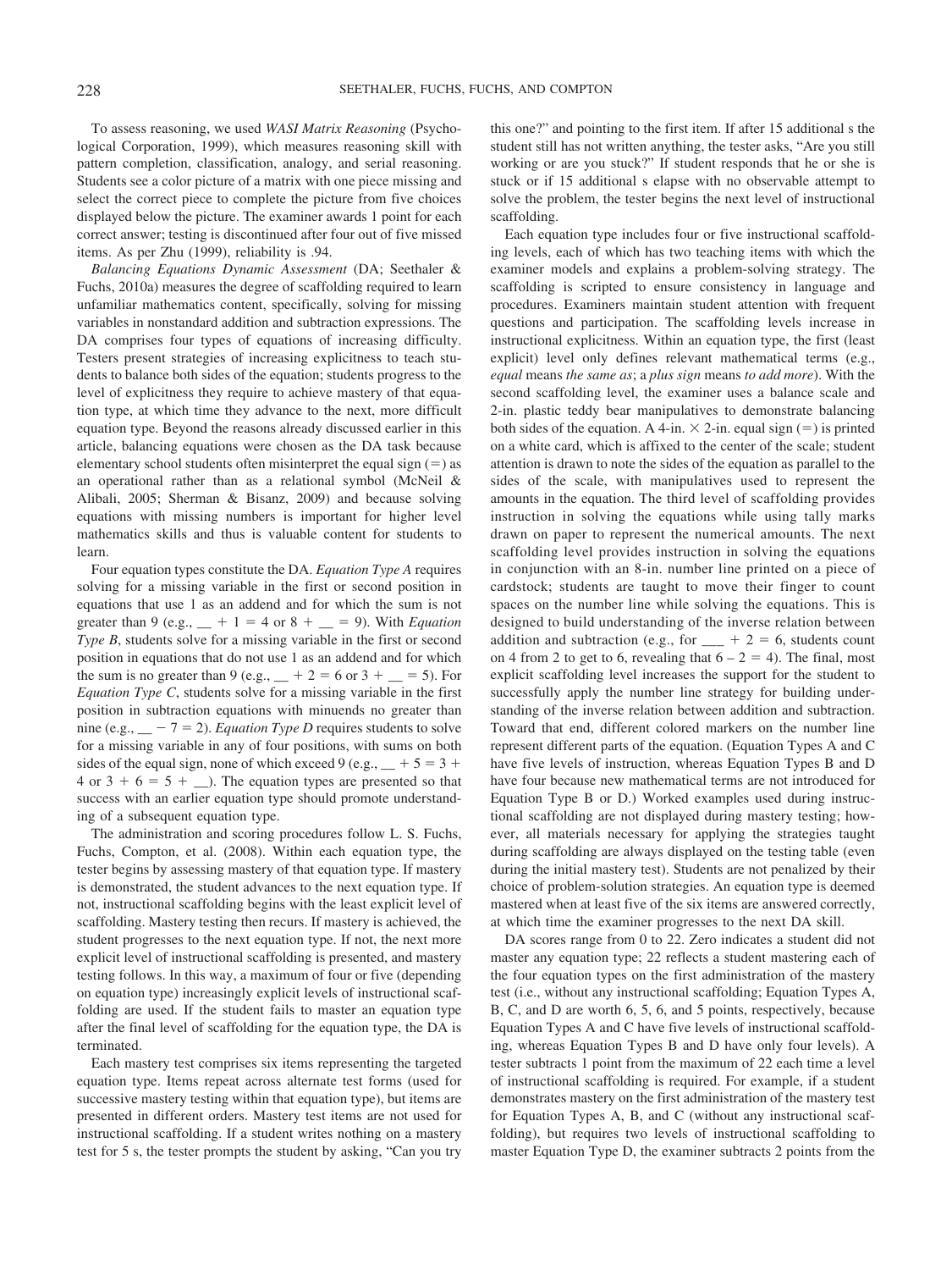To assess reasoning, we used *WASI Matrix Reasoning* (Psychological Corporation, 1999), which measures reasoning skill with pattern completion, classification, analogy, and serial reasoning. Students see a color picture of a matrix with one piece missing and select the correct piece to complete the picture from five choices displayed below the picture. The examiner awards 1 point for each correct answer; testing is discontinued after four out of five missed items. As per Zhu (1999), reliability is .94.

*Balancing Equations Dynamic Assessment* (DA; Seethaler & Fuchs, 2010a) measures the degree of scaffolding required to learn unfamiliar mathematics content, specifically, solving for missing variables in nonstandard addition and subtraction expressions. The DA comprises four types of equations of increasing difficulty. Testers present strategies of increasing explicitness to teach students to balance both sides of the equation; students progress to the level of explicitness they require to achieve mastery of that equation type, at which time they advance to the next, more difficult equation type. Beyond the reasons already discussed earlier in this article, balancing equations were chosen as the DA task because elementary school students often misinterpret the equal sign (=) as an operational rather than as a relational symbol (McNeil & Alibali, 2005; Sherman & Bisanz, 2009) and because solving equations with missing numbers is important for higher level mathematics skills and thus is valuable content for students to learn.

Four equation types constitute the DA. *Equation Type A* requires solving for a missing variable in the first or second position in equations that use 1 as an addend and for which the sum is not greater than 9 (e.g., __ + 1 = 4 or 8 + __ = 9). With *Equation Type B*, students solve for a missing variable in the first or second position in equations that do not use 1 as an addend and for which the sum is no greater than 9 (e.g., __ + 2 = 6 or 3 + __ = 5). For *Equation Type C*, students solve for a missing variable in the first position in subtraction equations with minuends no greater than nine (e.g., __ − 7 = 2). *Equation Type D* requires students to solve for a missing variable in any of four positions, with sums on both sides of the equal sign, none of which exceed 9 (e.g., __ + 5 = 3 + 4 or 3 + 6 = 5 + __). The equation types are presented so that success with an earlier equation type should promote understanding of a subsequent equation type.

The administration and scoring procedures follow L. S. Fuchs, Fuchs, Compton, et al. (2008). Within each equation type, the tester begins by assessing mastery of that equation type. If mastery is demonstrated, the student advances to the next equation type. If not, instructional scaffolding begins with the least explicit level of scaffolding. Mastery testing then recurs. If mastery is achieved, the student progresses to the next equation type. If not, the next more explicit level of instructional scaffolding is presented, and mastery testing follows. In this way, a maximum of four or five (depending on equation type) increasingly explicit levels of instructional scaffolding are used. If the student fails to master an equation type after the final level of scaffolding for the equation type, the DA is terminated.

Each mastery test comprises six items representing the targeted equation type. Items repeat across alternate test forms (used for successive mastery testing within that equation type), but items are presented in different orders. Mastery test items are not used for instructional scaffolding. If a student writes nothing on a mastery test for 5 s, the tester prompts the student by asking, "Can you try this one?" and pointing to the first item. If after 15 additional s the student still has not written anything, the tester asks, "Are you still working or are you stuck?" If student responds that he or she is stuck or if 15 additional s elapse with no observable attempt to solve the problem, the tester begins the next level of instructional scaffolding.

Each equation type includes four or five instructional scaffolding levels, each of which has two teaching items with which the examiner models and explains a problem-solving strategy. The scaffolding is scripted to ensure consistency in language and procedures. Examiners maintain student attention with frequent questions and participation. The scaffolding levels increase in instructional explicitness. Within an equation type, the first (least explicit) level only defines relevant mathematical terms (e.g., *equal* means *the same as*; a *plus sign* means *to add more*). With the second scaffolding level, the examiner uses a balance scale and 2-in. plastic teddy bear manipulatives to demonstrate balancing both sides of the equation. A 4-in. × 2-in. equal sign (=) is printed on a white card, which is affixed to the center of the scale; student attention is drawn to note the sides of the equation as parallel to the sides of the scale, with manipulatives used to represent the amounts in the equation. The third level of scaffolding provides instruction in solving the equations while using tally marks drawn on paper to represent the numerical amounts. The next scaffolding level provides instruction in solving the equations in conjunction with an 8-in. number line printed on a piece of cardstock; students are taught to move their finger to count spaces on the number line while solving the equations. This is designed to build understanding of the inverse relation between addition and subtraction (e.g., for ___ + 2 = 6, students count on 4 from 2 to get to 6, revealing that 6 – 2 = 4). The final, most explicit scaffolding level increases the support for the student to successfully apply the number line strategy for building understanding of the inverse relation between addition and subtraction. Toward that end, different colored markers on the number line represent different parts of the equation. (Equation Types A and C have five levels of instruction, whereas Equation Types B and D have four because new mathematical terms are not introduced for Equation Type B or D.) Worked examples used during instructional scaffolding are not displayed during mastery testing; however, all materials necessary for applying the strategies taught during scaffolding are always displayed on the testing table (even during the initial mastery test). Students are not penalized by their choice of problem-solution strategies. An equation type is deemed mastered when at least five of the six items are answered correctly, at which time the examiner progresses to the next DA skill.

DA scores range from 0 to 22. Zero indicates a student did not master any equation type; 22 reflects a student mastering each of the four equation types on the first administration of the mastery test (i.e., without any instructional scaffolding; Equation Types A, B, C, and D are worth 6, 5, 6, and 5 points, respectively, because Equation Types A and C have five levels of instructional scaffolding, whereas Equation Types B and D have only four levels). A tester subtracts 1 point from the maximum of 22 each time a level of instructional scaffolding is required. For example, if a student demonstrates mastery on the first administration of the mastery test for Equation Types A, B, and C (without any instructional scaffolding), but requires two levels of instructional scaffolding to master Equation Type D, the examiner subtracts 2 points from the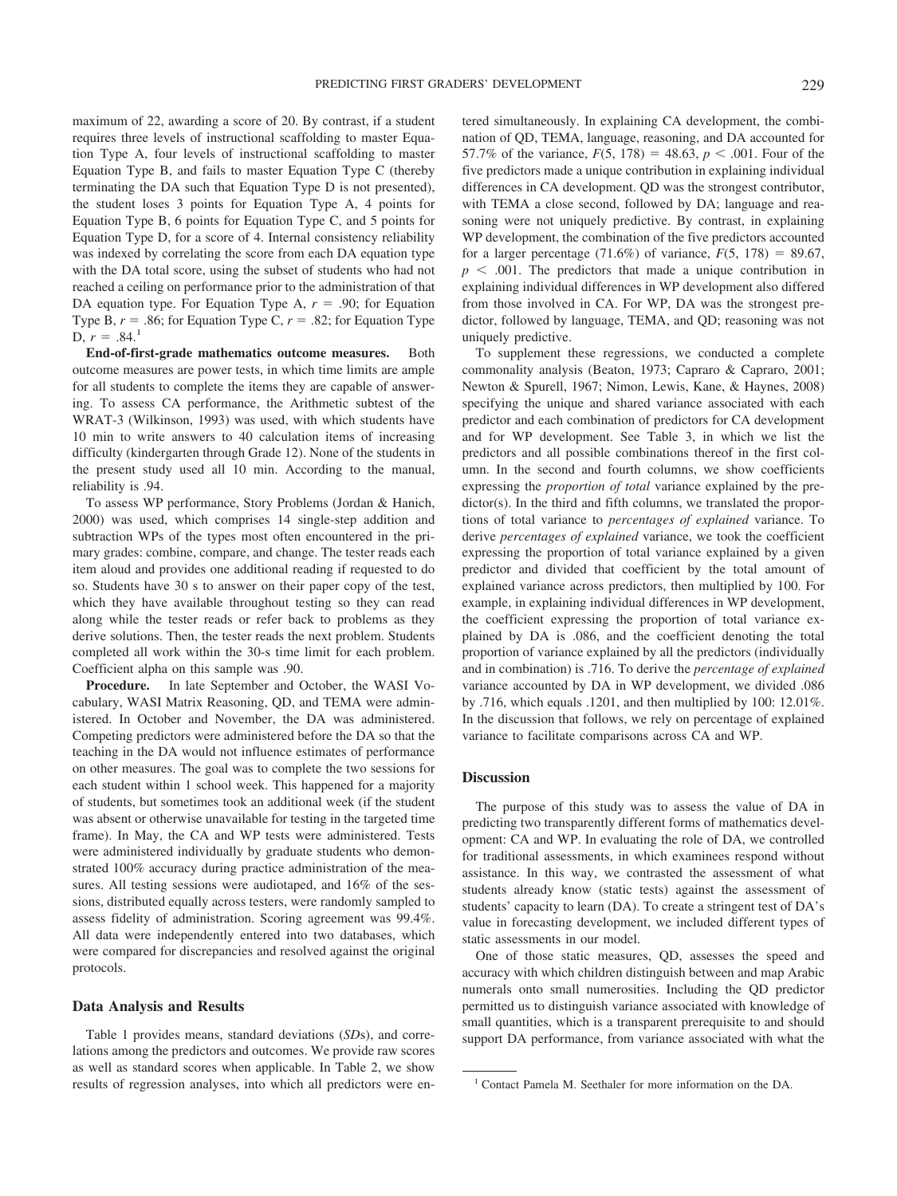maximum of 22, awarding a score of 20. By contrast, if a student requires three levels of instructional scaffolding to master Equation Type A, four levels of instructional scaffolding to master Equation Type B, and fails to master Equation Type C (thereby terminating the DA such that Equation Type D is not presented), the student loses 3 points for Equation Type A, 4 points for Equation Type B, 6 points for Equation Type C, and 5 points for Equation Type D, for a score of 4. Internal consistency reliability was indexed by correlating the score from each DA equation type with the DA total score, using the subset of students who had not reached a ceiling on performance prior to the administration of that DA equation type. For Equation Type A, $r = .90$; for Equation Type B, $r = .86$; for Equation Type C, $r = .82$; for Equation Type D, $r = .84$.[1]

**End-of-first-grade mathematics outcome measures.** Both outcome measures are power tests, in which time limits are ample for all students to complete the items they are capable of answering. To assess CA performance, the Arithmetic subtest of the WRAT-3 (Wilkinson, 1993) was used, with which students have 10 min to write answers to 40 calculation items of increasing difficulty (kindergarten through Grade 12). None of the students in the present study used all 10 min. According to the manual, reliability is .94.

To assess WP performance, Story Problems (Jordan & Hanich, 2000) was used, which comprises 14 single-step addition and subtraction WPs of the types most often encountered in the primary grades: combine, compare, and change. The tester reads each item aloud and provides one additional reading if requested to do so. Students have 30 s to answer on their paper copy of the test, which they have available throughout testing so they can read along while the tester reads or refer back to problems as they derive solutions. Then, the tester reads the next problem. Students completed all work within the 30-s time limit for each problem. Coefficient alpha on this sample was .90.

**Procedure.** In late September and October, the WASI Vocabulary, WASI Matrix Reasoning, QD, and TEMA were administered. In October and November, the DA was administered. Competing predictors were administered before the DA so that the teaching in the DA would not influence estimates of performance on other measures. The goal was to complete the two sessions for each student within 1 school week. This happened for a majority of students, but sometimes took an additional week (if the student was absent or otherwise unavailable for testing in the targeted time frame). In May, the CA and WP tests were administered. Tests were administered individually by graduate students who demonstrated 100% accuracy during practice administration of the measures. All testing sessions were audiotaped, and 16% of the sessions, distributed equally across testers, were randomly sampled to assess fidelity of administration. Scoring agreement was 99.4%. All data were independently entered into two databases, which were compared for discrepancies and resolved against the original protocols.

### Data Analysis and Results

Table 1 provides means, standard deviations (*SD*s), and correlations among the predictors and outcomes. We provide raw scores as well as standard scores when applicable. In Table 2, we show results of regression analyses, into which all predictors were entered simultaneously. In explaining CA development, the combination of QD, TEMA, language, reasoning, and DA accounted for 57.7% of the variance, $F(5, 178) = 48.63$, $p < .001$. Four of the five predictors made a unique contribution in explaining individual differences in CA development. QD was the strongest contributor, with TEMA a close second, followed by DA; language and reasoning were not uniquely predictive. By contrast, in explaining WP development, the combination of the five predictors accounted for a larger percentage (71.6%) of variance, $F(5, 178) = 89.67$, $p < .001$. The predictors that made a unique contribution in explaining individual differences in WP development also differed from those involved in CA. For WP, DA was the strongest predictor, followed by language, TEMA, and QD; reasoning was not uniquely predictive.

To supplement these regressions, we conducted a complete commonality analysis (Beaton, 1973; Capraro & Capraro, 2001; Newton & Spurell, 1967; Nimon, Lewis, Kane, & Haynes, 2008) specifying the unique and shared variance associated with each predictor and each combination of predictors for CA development and for WP development. See Table 3, in which we list the predictors and all possible combinations thereof in the first column. In the second and fourth columns, we show coefficients expressing the *proportion of total* variance explained by the predictor(s). In the third and fifth columns, we translated the proportions of total variance to *percentages of explained* variance. To derive *percentages of explained* variance, we took the coefficient expressing the proportion of total variance explained by a given predictor and divided that coefficient by the total amount of explained variance across predictors, then multiplied by 100. For example, in explaining individual differences in WP development, the coefficient expressing the proportion of total variance explained by DA is .086, and the coefficient denoting the total proportion of variance explained by all the predictors (individually and in combination) is .716. To derive the *percentage of explained* variance accounted by DA in WP development, we divided .086 by .716, which equals .1201, and then multiplied by 100: 12.01%. In the discussion that follows, we rely on percentage of explained variance to facilitate comparisons across CA and WP.

## Discussion

The purpose of this study was to assess the value of DA in predicting two transparently different forms of mathematics development: CA and WP. In evaluating the role of DA, we controlled for traditional assessments, in which examinees respond without assistance. In this way, we contrasted the assessment of what students already know (static tests) against the assessment of students' capacity to learn (DA). To create a stringent test of DA's value in forecasting development, we included different types of static assessments in our model.

One of those static measures, QD, assesses the speed and accuracy with which children distinguish between and map Arabic numerals onto small numerosities. Including the QD predictor permitted us to distinguish variance associated with knowledge of small quantities, which is a transparent prerequisite to and should support DA performance, from variance associated with what the

[1] Contact Pamela M. Seethaler for more information on the DA.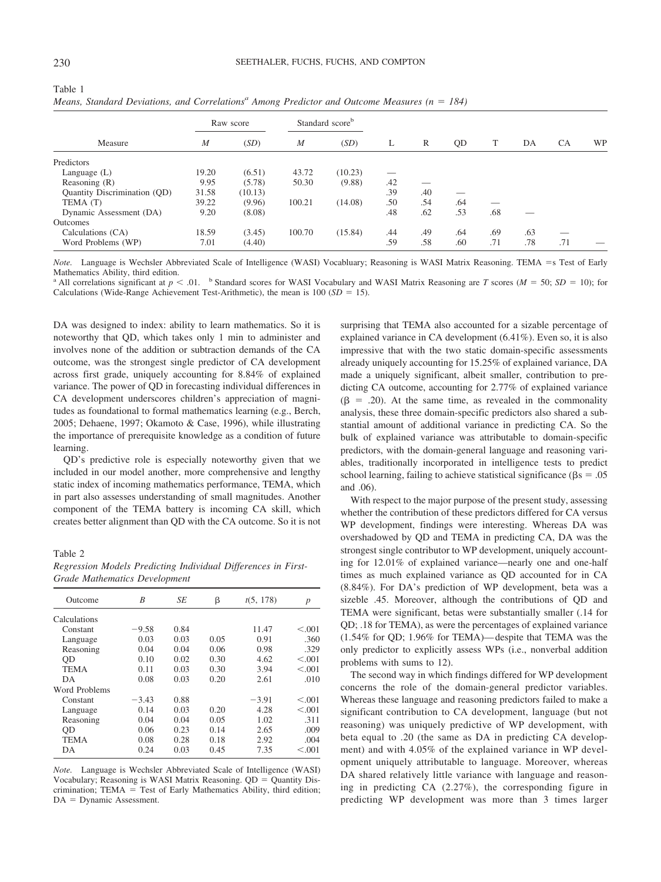Table 1

*Means, Standard Deviations, and Correlations[a] Among Predictor and Outcome Measures (n = 184)*

| Measure | Raw score | | Standard score[b] | | L | R | QD | T | DA | CA | WP |
|---|---|---|---|---|---|---|---|---|---|---|---|
| | *M* | (*SD*) | *M* | (*SD*) | | | | | | | |
| Predictors | | | | | | | | | | | |
| Language (L) | 19.20 | (6.51) | 43.72 | (10.23) | — | | | | | | |
| Reasoning (R) | 9.95 | (5.78) | 50.30 | (9.88) | .42 | — | | | | | |
| Quantity Discrimination (QD) | 31.58 | (10.13) | | | .39 | .40 | — | | | | |
| TEMA (T) | 39.22 | (9.96) | 100.21 | (14.08) | .50 | .54 | .64 | — | | | |
| Dynamic Assessment (DA) | 9.20 | (8.08) | | | .48 | .62 | .53 | .68 | — | | |
| Outcomes | | | | | | | | | | | |
| Calculations (CA) | 18.59 | (3.45) | 100.70 | (15.84) | .44 | .49 | .64 | .69 | .63 | — | |
| Word Problems (WP) | 7.01 | (4.40) | | | .59 | .58 | .60 | .71 | .78 | .71 | — |

*Note.* Language is Wechsler Abbreviated Scale of Intelligence (WASI) Vocabluary; Reasoning is WASI Matrix Reasoning. TEMA =s Test of Early Mathematics Ability, third edition.
[a] All correlations significant at $p < .01$. [b] Standard scores for WASI Vocabulary and WASI Matrix Reasoning are T scores ($M = 50$; $SD = 10$); for Calculations (Wide-Range Achievement Test-Arithmetic), the mean is 100 ($SD = 15$).

DA was designed to index: ability to learn mathematics. So it is noteworthy that QD, which takes only 1 min to administer and involves none of the addition or subtraction demands of the CA outcome, was the strongest single predictor of CA development across first grade, uniquely accounting for 8.84% of explained variance. The power of QD in forecasting individual differences in CA development underscores children's appreciation of magnitudes as foundational to formal mathematics learning (e.g., Berch, 2005; Dehaene, 1997; Okamoto & Case, 1996), while illustrating the importance of prerequisite knowledge as a condition of future learning.

QD's predictive role is especially noteworthy given that we included in our model another, more comprehensive and lengthy static index of incoming mathematics performance, TEMA, which in part also assesses understanding of small magnitudes. Another component of the TEMA battery is incoming CA skill, which creates better alignment than QD with the CA outcome. So it is not surprising that TEMA also accounted for a sizable percentage of explained variance in CA development (6.41%). Even so, it is also impressive that with the two static domain-specific assessments already uniquely accounting for 15.25% of explained variance, DA made a uniquely significant, albeit smaller, contribution to predicting CA outcome, accounting for 2.77% of explained variance ($\beta$ = .20). At the same time, as revealed in the commonality analysis, these three domain-specific predictors also shared a substantial amount of additional variance in predicting CA. So the bulk of explained variance was attributable to domain-specific predictors, with the domain-general language and reasoning variables, traditionally incorporated in intelligence tests to predict school learning, failing to achieve statistical significance ($\beta$s = .05 and .06).

Table 2

*Regression Models Predicting Individual Differences in First-Grade Mathematics Development*

| Outcome | *B* | *SE* | $\beta$ | *t*(5, 178) | *p* |
|---|---|---|---|---|---|
| Calculations | | | | | |
| Constant | −9.58 | 0.84 | | 11.47 | <.001 |
| Language | 0.03 | 0.03 | 0.05 | 0.91 | .360 |
| Reasoning | 0.04 | 0.04 | 0.06 | 0.98 | .329 |
| QD | 0.10 | 0.02 | 0.30 | 4.62 | <.001 |
| TEMA | 0.11 | 0.03 | 0.30 | 3.94 | <.001 |
| DA | 0.08 | 0.03 | 0.20 | 2.61 | .010 |
| Word Problems | | | | | |
| Constant | −3.43 | 0.88 | | −3.91 | <.001 |
| Language | 0.14 | 0.03 | 0.20 | 4.28 | <.001 |
| Reasoning | 0.04 | 0.04 | 0.05 | 1.02 | .311 |
| QD | 0.06 | 0.23 | 0.14 | 2.65 | .009 |
| TEMA | 0.08 | 0.28 | 0.18 | 2.92 | .004 |
| DA | 0.24 | 0.03 | 0.45 | 7.35 | <.001 |

*Note.* Language is Wechsler Abbreviated Scale of Intelligence (WASI) Vocabulary; Reasoning is WASI Matrix Reasoning. QD = Quantity Discrimination; TEMA = Test of Early Mathematics Ability, third edition; DA = Dynamic Assessment.

With respect to the major purpose of the present study, assessing whether the contribution of these predictors differed for CA versus WP development, findings were interesting. Whereas DA was overshadowed by QD and TEMA in predicting CA, DA was the strongest single contributor to WP development, uniquely accounting for 12.01% of explained variance—nearly one and one-half times as much explained variance as QD accounted for in CA (8.84%). For DA's prediction of WP development, beta was a sizeble .45. Moreover, although the contributions of QD and TEMA were significant, betas were substantially smaller (.14 for QD; .18 for TEMA), as were the percentages of explained variance (1.54% for QD; 1.96% for TEMA)—despite that TEMA was the only predictor to explicitly assess WPs (i.e., nonverbal addition problems with sums to 12).

The second way in which findings differed for WP development concerns the role of the domain-general predictor variables. Whereas these language and reasoning predictors failed to make a significant contribution to CA development, language (but not reasoning) was uniquely predictive of WP development, with beta equal to .20 (the same as DA in predicting CA development) and with 4.05% of the explained variance in WP development uniquely attributable to language. Moreover, whereas DA shared relatively little variance with language and reasoning in predicting CA (2.27%), the corresponding figure in predicting WP development was more than 3 times larger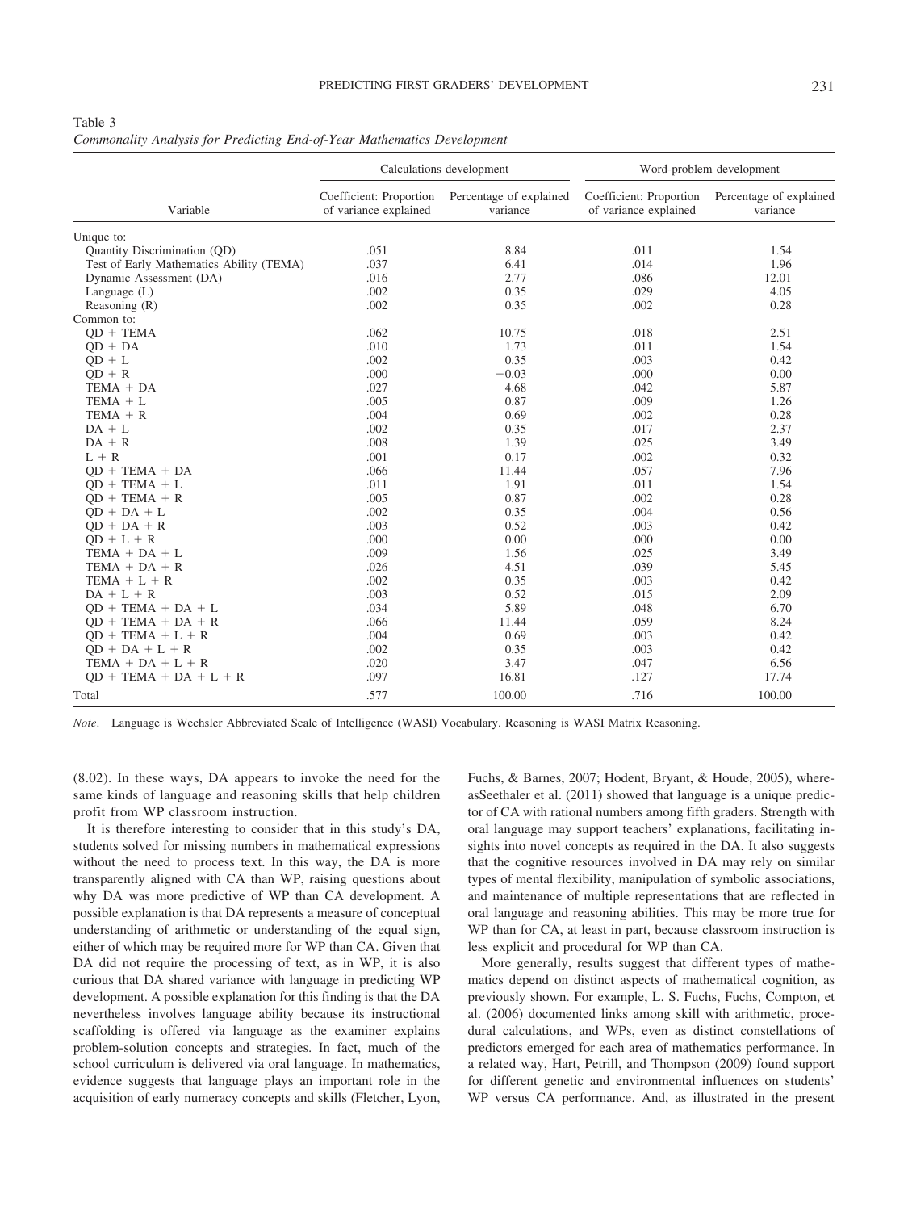Table 3
*Commonality Analysis for Predicting End-of-Year Mathematics Development*

| Variable | Calculations development | | Word-problem development | |
|---|---|---|---|---|
| | Coefficient: Proportion of variance explained | Percentage of explained variance | Coefficient: Proportion of variance explained | Percentage of explained variance |
| Unique to: | | | | |
| Quantity Discrimination (QD) | .051 | 8.84 | .011 | 1.54 |
| Test of Early Mathematics Ability (TEMA) | .037 | 6.41 | .014 | 1.96 |
| Dynamic Assessment (DA) | .016 | 2.77 | .086 | 12.01 |
| Language (L) | .002 | 0.35 | .029 | 4.05 |
| Reasoning (R) | .002 | 0.35 | .002 | 0.28 |
| Common to: | | | | |
| QD + TEMA | .062 | 10.75 | .018 | 2.51 |
| QD + DA | .010 | 1.73 | .011 | 1.54 |
| QD + L | .002 | 0.35 | .003 | 0.42 |
| QD + R | .000 | −0.03 | .000 | 0.00 |
| TEMA + DA | .027 | 4.68 | .042 | 5.87 |
| TEMA + L | .005 | 0.87 | .009 | 1.26 |
| TEMA + R | .004 | 0.69 | .002 | 0.28 |
| DA + L | .002 | 0.35 | .017 | 2.37 |
| DA + R | .008 | 1.39 | .025 | 3.49 |
| L + R | .001 | 0.17 | .002 | 0.32 |
| QD + TEMA + DA | .066 | 11.44 | .057 | 7.96 |
| QD + TEMA + L | .011 | 1.91 | .011 | 1.54 |
| QD + TEMA + R | .005 | 0.87 | .002 | 0.28 |
| QD + DA + L | .002 | 0.35 | .004 | 0.56 |
| QD + DA + R | .003 | 0.52 | .003 | 0.42 |
| QD + L + R | .000 | 0.00 | .000 | 0.00 |
| TEMA + DA + L | .009 | 1.56 | .025 | 3.49 |
| TEMA + DA + R | .026 | 4.51 | .039 | 5.45 |
| TEMA + L + R | .002 | 0.35 | .003 | 0.42 |
| DA + L + R | .003 | 0.52 | .015 | 2.09 |
| QD + TEMA + DA + L | .034 | 5.89 | .048 | 6.70 |
| QD + TEMA + DA + R | .066 | 11.44 | .059 | 8.24 |
| QD + TEMA + L + R | .004 | 0.69 | .003 | 0.42 |
| QD + DA + L + R | .002 | 0.35 | .003 | 0.42 |
| TEMA + DA + L + R | .020 | 3.47 | .047 | 6.56 |
| QD + TEMA + DA + L + R | .097 | 16.81 | .127 | 17.74 |
| Total | .577 | 100.00 | .716 | 100.00 |

*Note*. Language is Wechsler Abbreviated Scale of Intelligence (WASI) Vocabulary. Reasoning is WASI Matrix Reasoning.

(8.02). In these ways, DA appears to invoke the need for the same kinds of language and reasoning skills that help children profit from WP classroom instruction.

It is therefore interesting to consider that in this study's DA, students solved for missing numbers in mathematical expressions without the need to process text. In this way, the DA is more transparently aligned with CA than WP, raising questions about why DA was more predictive of WP than CA development. A possible explanation is that DA represents a measure of conceptual understanding of arithmetic or understanding of the equal sign, either of which may be required more for WP than CA. Given that DA did not require the processing of text, as in WP, it is also curious that DA shared variance with language in predicting WP development. A possible explanation for this finding is that the DA nevertheless involves language ability because its instructional scaffolding is offered via language as the examiner explains problem-solution concepts and strategies. In fact, much of the school curriculum is delivered via oral language. In mathematics, evidence suggests that language plays an important role in the acquisition of early numeracy concepts and skills (Fletcher, Lyon, Fuchs, & Barnes, 2007; Hodent, Bryant, & Houde, 2005), whereasSeethaler et al. (2011) showed that language is a unique predictor of CA with rational numbers among fifth graders. Strength with oral language may support teachers' explanations, facilitating insights into novel concepts as required in the DA. It also suggests that the cognitive resources involved in DA may rely on similar types of mental flexibility, manipulation of symbolic associations, and maintenance of multiple representations that are reflected in oral language and reasoning abilities. This may be more true for WP than for CA, at least in part, because classroom instruction is less explicit and procedural for WP than CA.

More generally, results suggest that different types of mathematics depend on distinct aspects of mathematical cognition, as previously shown. For example, L. S. Fuchs, Fuchs, Compton, et al. (2006) documented links among skill with arithmetic, procedural calculations, and WPs, even as distinct constellations of predictors emerged for each area of mathematics performance. In a related way, Hart, Petrill, and Thompson (2009) found support for different genetic and environmental influences on students' WP versus CA performance. And, as illustrated in the present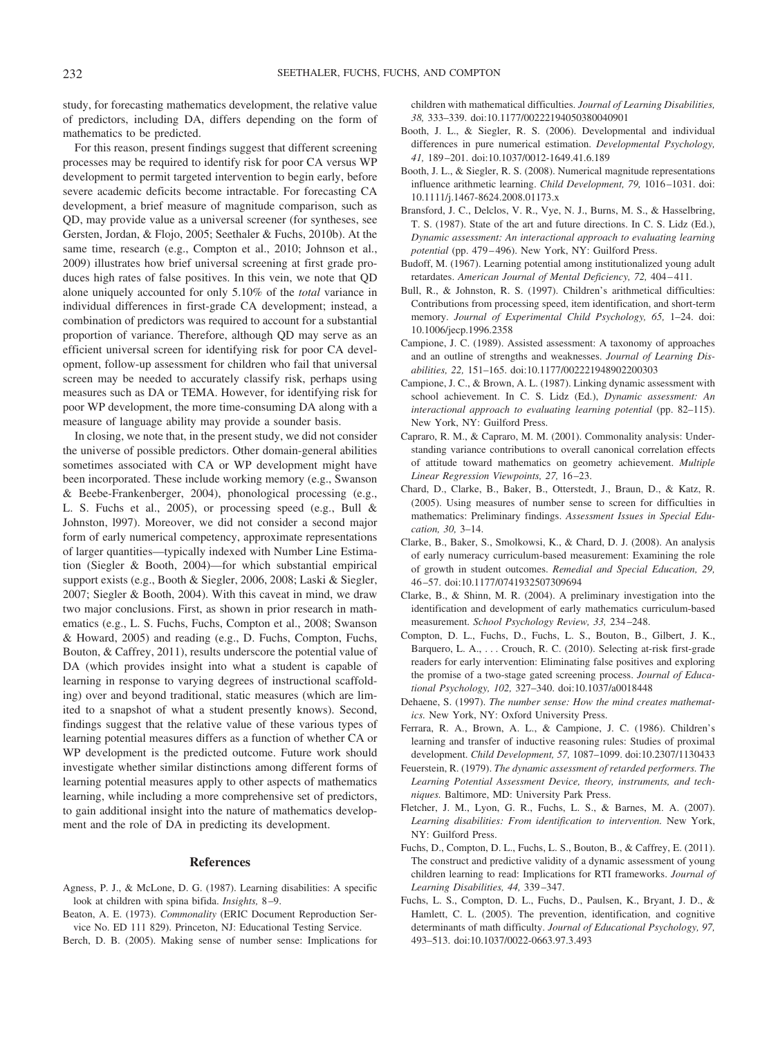study, for forecasting mathematics development, the relative value of predictors, including DA, differs depending on the form of mathematics to be predicted.

For this reason, present findings suggest that different screening processes may be required to identify risk for poor CA versus WP development to permit targeted intervention to begin early, before severe academic deficits become intractable. For forecasting CA development, a brief measure of magnitude comparison, such as QD, may provide value as a universal screener (for syntheses, see Gersten, Jordan, & Flojo, 2005; Seethaler & Fuchs, 2010b). At the same time, research (e.g., Compton et al., 2010; Johnson et al., 2009) illustrates how brief universal screening at first grade produces high rates of false positives. In this vein, we note that QD alone uniquely accounted for only 5.10% of the *total* variance in individual differences in first-grade CA development; instead, a combination of predictors was required to account for a substantial proportion of variance. Therefore, although QD may serve as an efficient universal screen for identifying risk for poor CA development, follow-up assessment for children who fail that universal screen may be needed to accurately classify risk, perhaps using measures such as DA or TEMA. However, for identifying risk for poor WP development, the more time-consuming DA along with a measure of language ability may provide a sounder basis.

In closing, we note that, in the present study, we did not consider the universe of possible predictors. Other domain-general abilities sometimes associated with CA or WP development might have been incorporated. These include working memory (e.g., Swanson & Beebe-Frankenberger, 2004), phonological processing (e.g., L. S. Fuchs et al., 2005), or processing speed (e.g., Bull & Johnston, l997). Moreover, we did not consider a second major form of early numerical competency, approximate representations of larger quantities—typically indexed with Number Line Estimation (Siegler & Booth, 2004)—for which substantial empirical support exists (e.g., Booth & Siegler, 2006, 2008; Laski & Siegler, 2007; Siegler & Booth, 2004). With this caveat in mind, we draw two major conclusions. First, as shown in prior research in mathematics (e.g., L. S. Fuchs, Fuchs, Compton et al., 2008; Swanson & Howard, 2005) and reading (e.g., D. Fuchs, Compton, Fuchs, Bouton, & Caffrey, 2011), results underscore the potential value of DA (which provides insight into what a student is capable of learning in response to varying degrees of instructional scaffolding) over and beyond traditional, static measures (which are limited to a snapshot of what a student presently knows). Second, findings suggest that the relative value of these various types of learning potential measures differs as a function of whether CA or WP development is the predicted outcome. Future work should investigate whether similar distinctions among different forms of learning potential measures apply to other aspects of mathematics learning, while including a more comprehensive set of predictors, to gain additional insight into the nature of mathematics development and the role of DA in predicting its development.

## References

Agness, P. J., & McLone, D. G. (1987). Learning disabilities: A specific look at children with spina bifida. *Insights,* 8–9.

Beaton, A. E. (1973). *Commonality* (ERIC Document Reproduction Service No. ED 111 829). Princeton, NJ: Educational Testing Service.

Berch, D. B. (2005). Making sense of number sense: Implications for children with mathematical difficulties. *Journal of Learning Disabilities, 38,* 333–339. doi:10.1177/00222194050380040901

Booth, J. L., & Siegler, R. S. (2006). Developmental and individual differences in pure numerical estimation. *Developmental Psychology, 41,* 189–201. doi:10.1037/0012-1649.41.6.189

Booth, J. L., & Siegler, R. S. (2008). Numerical magnitude representations influence arithmetic learning. *Child Development, 79,* 1016–1031. doi:10.1111/j.1467-8624.2008.01173.x

Bransford, J. C., Delclos, V. R., Vye, N. J., Burns, M. S., & Hasselbring, T. S. (1987). State of the art and future directions. In C. S. Lidz (Ed.), *Dynamic assessment: An interactional approach to evaluating learning potential* (pp. 479–496). New York, NY: Guilford Press.

Budoff, M. (1967). Learning potential among institutionalized young adult retardates. *American Journal of Mental Deficiency, 72,* 404–411.

Bull, R., & Johnston, R. S. (1997). Children's arithmetical difficulties: Contributions from processing speed, item identification, and short-term memory. *Journal of Experimental Child Psychology, 65,* 1–24. doi:10.1006/jecp.1996.2358

Campione, J. C. (1989). Assisted assessment: A taxonomy of approaches and an outline of strengths and weaknesses. *Journal of Learning Disabilities, 22,* 151–165. doi:10.1177/002221948902200303

Campione, J. C., & Brown, A. L. (1987). Linking dynamic assessment with school achievement. In C. S. Lidz (Ed.), *Dynamic assessment: An interactional approach to evaluating learning potential* (pp. 82–115). New York, NY: Guilford Press.

Capraro, R. M., & Capraro, M. M. (2001). Commonality analysis: Understanding variance contributions to overall canonical correlation effects of attitude toward mathematics on geometry achievement. *Multiple Linear Regression Viewpoints, 27,* 16–23.

Chard, D., Clarke, B., Baker, B., Otterstedt, J., Braun, D., & Katz, R. (2005). Using measures of number sense to screen for difficulties in mathematics: Preliminary findings. *Assessment Issues in Special Education, 30,* 3–14.

Clarke, B., Baker, S., Smolkowski, K., & Chard, D. J. (2008). An analysis of early numeracy curriculum-based measurement: Examining the role of growth in student outcomes. *Remedial and Special Education, 29,* 46–57. doi:10.1177/0741932507309694

Clarke, B., & Shinn, M. R. (2004). A preliminary investigation into the identification and development of early mathematics curriculum-based measurement. *School Psychology Review, 33,* 234–248.

Compton, D. L., Fuchs, D., Fuchs, L. S., Bouton, B., Gilbert, J. K., Barquero, L. A., . . . Crouch, R. C. (2010). Selecting at-risk first-grade readers for early intervention: Eliminating false positives and exploring the promise of a two-stage gated screening process. *Journal of Educational Psychology, 102,* 327–340. doi:10.1037/a0018448

Dehaene, S. (1997). *The number sense: How the mind creates mathematics.* New York, NY: Oxford University Press.

Ferrara, R. A., Brown, A. L., & Campione, J. C. (1986). Children's learning and transfer of inductive reasoning rules: Studies of proximal development. *Child Development, 57,* 1087–1099. doi:10.2307/1130433

Feuerstein, R. (1979). *The dynamic assessment of retarded performers. The Learning Potential Assessment Device, theory, instruments, and techniques.* Baltimore, MD: University Park Press.

Fletcher, J. M., Lyon, G. R., Fuchs, L. S., & Barnes, M. A. (2007). *Learning disabilities: From identification to intervention.* New York, NY: Guilford Press.

Fuchs, D., Compton, D. L., Fuchs, L. S., Bouton, B., & Caffrey, E. (2011). The construct and predictive validity of a dynamic assessment of young children learning to read: Implications for RTI frameworks. *Journal of Learning Disabilities, 44,* 339–347.

Fuchs, L. S., Compton, D. L., Fuchs, D., Paulsen, K., Bryant, J. D., & Hamlett, C. L. (2005). The prevention, identification, and cognitive determinants of math difficulty. *Journal of Educational Psychology, 97,* 493–513. doi:10.1037/0022-0663.97.3.493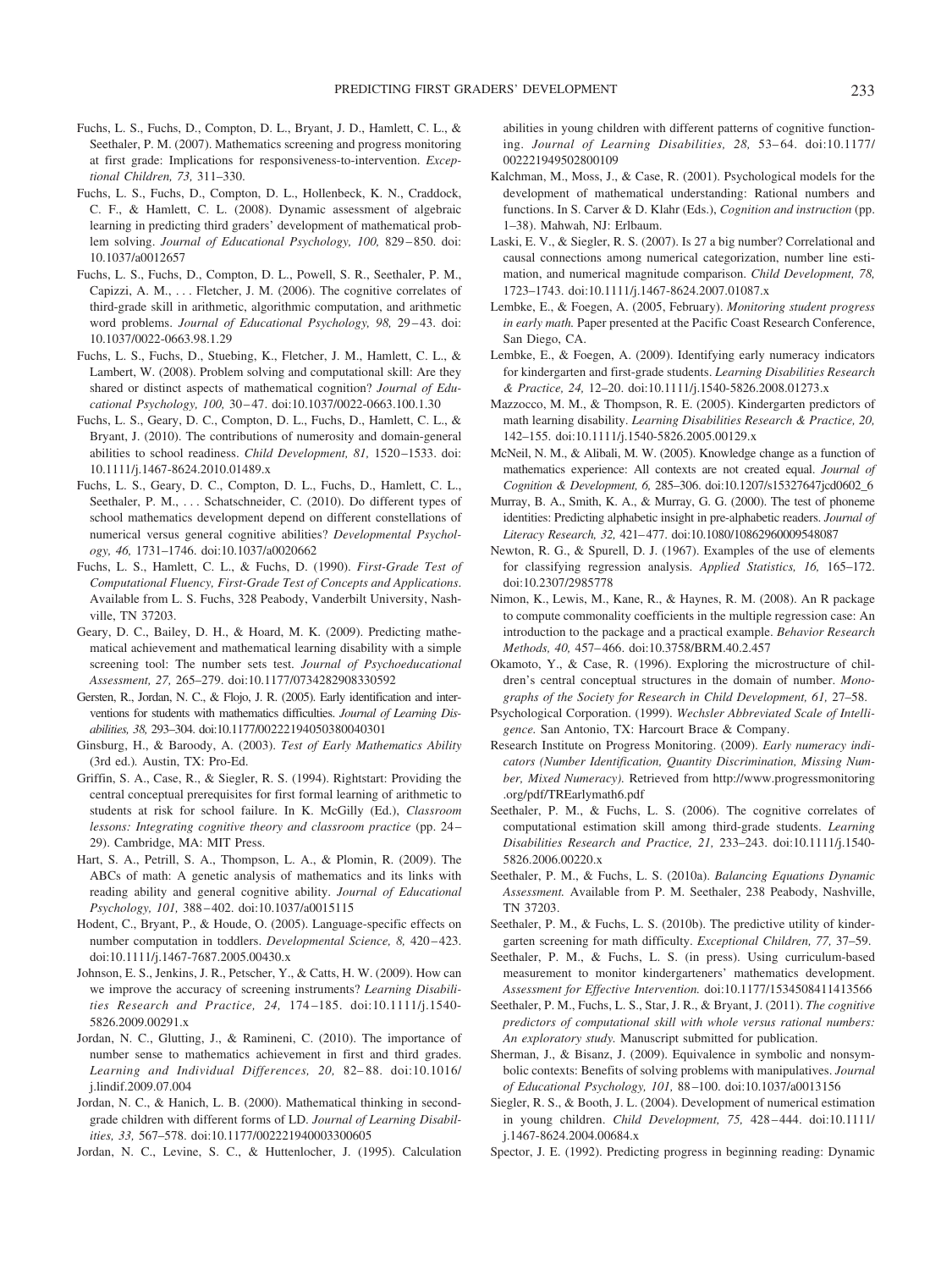Fuchs, L. S., Fuchs, D., Compton, D. L., Bryant, J. D., Hamlett, C. L., & Seethaler, P. M. (2007). Mathematics screening and progress monitoring at first grade: Implications for responsiveness-to-intervention. *Exceptional Children, 73,* 311–330.

Fuchs, L. S., Fuchs, D., Compton, D. L., Hollenbeck, K. N., Craddock, C. F., & Hamlett, C. L. (2008). Dynamic assessment of algebraic learning in predicting third graders' development of mathematical problem solving. *Journal of Educational Psychology, 100,* 829–850. doi:10.1037/a0012657

Fuchs, L. S., Fuchs, D., Compton, D. L., Powell, S. R., Seethaler, P. M., Capizzi, A. M., . . . Fletcher, J. M. (2006). The cognitive correlates of third-grade skill in arithmetic, algorithmic computation, and arithmetic word problems. *Journal of Educational Psychology, 98,* 29–43. doi:10.1037/0022-0663.98.1.29

Fuchs, L. S., Fuchs, D., Stuebing, K., Fletcher, J. M., Hamlett, C. L., & Lambert, W. (2008). Problem solving and computational skill: Are they shared or distinct aspects of mathematical cognition? *Journal of Educational Psychology, 100,* 30–47. doi:10.1037/0022-0663.100.1.30

Fuchs, L. S., Geary, D. C., Compton, D. L., Fuchs, D., Hamlett, C. L., & Bryant, J. (2010). The contributions of numerosity and domain-general abilities to school readiness. *Child Development, 81,* 1520–1533. doi:10.1111/j.1467-8624.2010.01489.x

Fuchs, L. S., Geary, D. C., Compton, D. L., Fuchs, D., Hamlett, C. L., Seethaler, P. M., . . . Schatschneider, C. (2010). Do different types of school mathematics development depend on different constellations of numerical versus general cognitive abilities? *Developmental Psychology, 46,* 1731–1746. doi:10.1037/a0020662

Fuchs, L. S., Hamlett, C. L., & Fuchs, D. (1990). *First-Grade Test of Computational Fluency, First-Grade Test of Concepts and Applications*. Available from L. S. Fuchs, 328 Peabody, Vanderbilt University, Nashville, TN 37203.

Geary, D. C., Bailey, D. H., & Hoard, M. K. (2009). Predicting mathematical achievement and mathematical learning disability with a simple screening tool: The number sets test. *Journal of Psychoeducational Assessment, 27,* 265–279. doi:10.1177/0734282908330592

Gersten, R., Jordan, N. C., & Flojo, J. R. (2005). Early identification and interventions for students with mathematics difficulties. *Journal of Learning Disabilities, 38,* 293–304. doi:10.1177/00222194050380040301

Ginsburg, H., & Baroody, A. (2003). *Test of Early Mathematics Ability* (3rd ed.). Austin, TX: Pro-Ed.

Griffin, S. A., Case, R., & Siegler, R. S. (1994). Rightstart: Providing the central conceptual prerequisites for first formal learning of arithmetic to students at risk for school failure. In K. McGilly (Ed.), *Classroom lessons: Integrating cognitive theory and classroom practice* (pp. 24–29). Cambridge, MA: MIT Press.

Hart, S. A., Petrill, S. A., Thompson, L. A., & Plomin, R. (2009). The ABCs of math: A genetic analysis of mathematics and its links with reading ability and general cognitive ability. *Journal of Educational Psychology, 101,* 388–402. doi:10.1037/a0015115

Hodent, C., Bryant, P., & Houde, O. (2005). Language-specific effects on number computation in toddlers. *Developmental Science, 8,* 420–423. doi:10.1111/j.1467-7687.2005.00430.x

Johnson, E. S., Jenkins, J. R., Petscher, Y., & Catts, H. W. (2009). How can we improve the accuracy of screening instruments? *Learning Disabilities Research and Practice, 24,* 174–185. doi:10.1111/j.1540-5826.2009.00291.x

Jordan, N. C., Glutting, J., & Ramineni, C. (2010). The importance of number sense to mathematics achievement in first and third grades. *Learning and Individual Differences, 20,* 82–88. doi:10.1016/j.lindif.2009.07.004

Jordan, N. C., & Hanich, L. B. (2000). Mathematical thinking in second-grade children with different forms of LD. *Journal of Learning Disabilities, 33,* 567–578. doi:10.1177/002221940003300605

Jordan, N. C., Levine, S. C., & Huttenlocher, J. (1995). Calculation abilities in young children with different patterns of cognitive functioning. *Journal of Learning Disabilities, 28,* 53–64. doi:10.1177/002221949502800109

Kalchman, M., Moss, J., & Case, R. (2001). Psychological models for the development of mathematical understanding: Rational numbers and functions. In S. Carver & D. Klahr (Eds.), *Cognition and instruction* (pp. 1–38). Mahwah, NJ: Erlbaum.

Laski, E. V., & Siegler, R. S. (2007). Is 27 a big number? Correlational and causal connections among numerical categorization, number line estimation, and numerical magnitude comparison. *Child Development, 78,* 1723–1743. doi:10.1111/j.1467-8624.2007.01087.x

Lembke, E., & Foegen, A. (2005, February). *Monitoring student progress in early math.* Paper presented at the Pacific Coast Research Conference, San Diego, CA.

Lembke, E., & Foegen, A. (2009). Identifying early numeracy indicators for kindergarten and first-grade students. *Learning Disabilities Research & Practice, 24,* 12–20. doi:10.1111/j.1540-5826.2008.01273.x

Mazzocco, M. M., & Thompson, R. E. (2005). Kindergarten predictors of math learning disability. *Learning Disabilities Research & Practice, 20,* 142–155. doi:10.1111/j.1540-5826.2005.00129.x

McNeil, N. M., & Alibali, M. W. (2005). Knowledge change as a function of mathematics experience: All contexts are not created equal. *Journal of Cognition & Development, 6,* 285–306. doi:10.1207/s15327647jcd0602_6

Murray, B. A., Smith, K. A., & Murray, G. G. (2000). The test of phoneme identities: Predicting alphabetic insight in pre-alphabetic readers. *Journal of Literacy Research, 32,* 421–477. doi:10.1080/10862960009548087

Newton, R. G., & Spurell, D. J. (1967). Examples of the use of elements for classifying regression analysis. *Applied Statistics, 16,* 165–172. doi:10.2307/2985778

Nimon, K., Lewis, M., Kane, R., & Haynes, R. M. (2008). An R package to compute commonality coefficients in the multiple regression case: An introduction to the package and a practical example. *Behavior Research Methods, 40,* 457–466. doi:10.3758/BRM.40.2.457

Okamoto, Y., & Case, R. (1996). Exploring the microstructure of children's central conceptual structures in the domain of number. *Monographs of the Society for Research in Child Development, 61,* 27–58.

Psychological Corporation. (1999). *Wechsler Abbreviated Scale of Intelligence.* San Antonio, TX: Harcourt Brace & Company.

Research Institute on Progress Monitoring. (2009). *Early numeracy indicators (Number Identification, Quantity Discrimination, Missing Number, Mixed Numeracy).* Retrieved from http://www.progressmonitoring.org/pdf/TREarlymath6.pdf

Seethaler, P. M., & Fuchs, L. S. (2006). The cognitive correlates of computational estimation skill among third-grade students. *Learning Disabilities Research and Practice, 21,* 233–243. doi:10.1111/j.1540-5826.2006.00220.x

Seethaler, P. M., & Fuchs, L. S. (2010a). *Balancing Equations Dynamic Assessment.* Available from P. M. Seethaler, 238 Peabody, Nashville, TN 37203.

Seethaler, P. M., & Fuchs, L. S. (2010b). The predictive utility of kindergarten screening for math difficulty. *Exceptional Children, 77,* 37–59.

Seethaler, P. M., & Fuchs, L. S. (in press). Using curriculum-based measurement to monitor kindergarteners' mathematics development. *Assessment for Effective Intervention.* doi:10.1177/1534508411413566

Seethaler, P. M., Fuchs, L. S., Star, J. R., & Bryant, J. (2011). *The cognitive predictors of computational skill with whole versus rational numbers: An exploratory study.* Manuscript submitted for publication.

Sherman, J., & Bisanz, J. (2009). Equivalence in symbolic and nonsymbolic contexts: Benefits of solving problems with manipulatives. *Journal of Educational Psychology, 101,* 88–100. doi:10.1037/a0013156

Siegler, R. S., & Booth, J. L. (2004). Development of numerical estimation in young children. *Child Development, 75,* 428–444. doi:10.1111/j.1467-8624.2004.00684.x

Spector, J. E. (1992). Predicting progress in beginning reading: Dynamic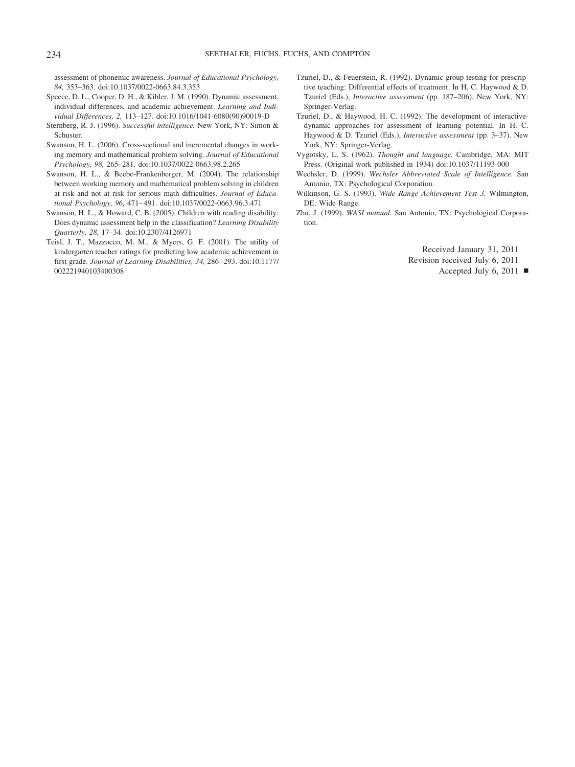assessment of phonemic awareness. *Journal of Educational Psychology, 84,* 353–363. doi:10.1037/0022-0663.84.3.353

Speece, D. L., Cooper, D. H., & Kibler, J. M. (1990). Dynamic assessment, individual differences, and academic achievement. *Learning and Individual Differences, 2,* 113–127. doi:10.1016/1041-6080(90)90019-D

Sternberg, R. J. (1996). *Successful intelligence.* New York, NY: Simon & Schuster.

Swanson, H. L. (2006). Cross-sectional and incremental changes in working memory and mathematical problem solving. *Journal of Educational Psychology, 98,* 265–281. doi:10.1037/0022-0663.98.2.265

Swanson, H. L., & Beebe-Frankenberger, M. (2004). The relationship between working memory and mathematical problem solving in children at risk and not at risk for serious math difficulties. *Journal of Educational Psychology, 96,* 471–491. doi:10.1037/0022-0663.96.3.471

Swanson, H. L., & Howard, C. B. (2005). Children with reading disability: Does dynamic assessment help in the classification? *Learning Disability Quarterly, 28,* 17–34. doi:10.2307/4126971

Teisl, J. T., Mazzocco, M. M., & Myers, G. F. (2001). The utility of kindergarten teacher ratings for predicting low academic achievement in first grade. *Journal of Learning Disabilities, 34,* 286–293. doi:10.1177/002221940103400308

Tzuriel, D., & Feuerstein, R. (1992). Dynamic group testing for prescriptive teaching: Differential effects of treatment. In H. C. Haywood & D. Tzuriel (Eds.), *Interactive assessment* (pp. 187–206). New York, NY: Springer-Verlag.

Tzuriel, D., & Haywood, H. C. (1992). The development of interactive-dynamic approaches for assessment of learning potential. In H. C. Haywood & D. Tzuriel (Eds.), *Interactive assessment* (pp. 3–37). New York, NY: Springer-Verlag.

Vygotsky, L. S. (1962). *Thought and language.* Cambridge, MA: MIT Press. (Original work published in 1934) doi:10.1037/11193-000

Wechsler, D. (1999). *Wechsler Abbreviated Scale of Intelligence.* San Antonio, TX: Psychological Corporation.

Wilkinson, G. S. (1993). *Wide Range Achievement Test 3.* Wilmington, DE: Wide Range.

Zhu, J. (1999). *WASI manual.* San Antonio, TX: Psychological Corporation.

Received January 31, 2011
Revision received July 6, 2011
Accepted July 6, 2011 ■